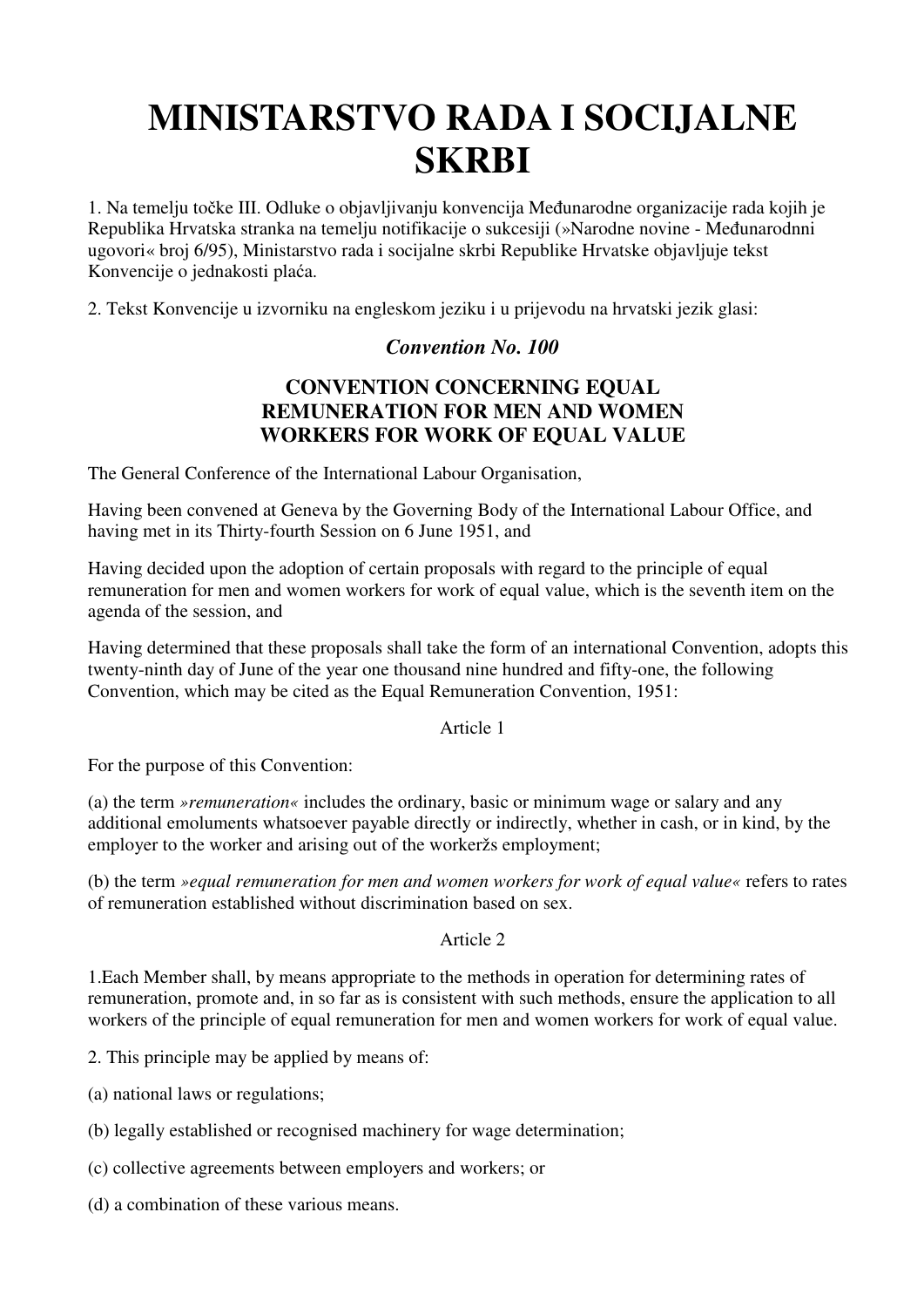# MINISTARSTVO RADA I SOCIJALNE SKRBI

1. Na temelju točke III. Odluke o objavljivanju konvencija Međunarodne organizacije rada kojih je Republika Hrvatska stranka na temelju notifikacije o sukcesiji (»Narodne novine - Međunarodnni ugovori« broj 6/95), Ministarstvo rada i socijalne skrbi Republike Hrvatske objavljuje tekst Konvencije o jednakosti plaća.

2. Tekst Konvencije u izvorniku na engleskom jeziku i u prijevodu na hrvatski jezik glasi:

### *Convention No. 100*

### CONVENTION CONCERNING EQUAL REMUNERATION FOR MEN AND WOMEN WORKERS FOR WORK OF EQUAL VALUE

The General Conference of the International Labour Organisation,

Having been convened at Geneva by the Governing Body of the International Labour Office, and having met in its Thirty-fourth Session on 6 June 1951, and

Having decided upon the adoption of certain proposals with regard to the principle of equal remuneration for men and women workers for work of equal value, which is the seventh item on the agenda of the session, and

Having determined that these proposals shall take the form of an international Convention, adopts this twenty-ninth day of June of the year one thousand nine hundred and fifty-one, the following Convention, which may be cited as the Equal Remuneration Convention, 1951:

Article 1

For the purpose of this Convention:

(a) the term *»remuneration«* includes the ordinary, basic or minimum wage or salary and any additional emoluments whatsoever payable directly or indirectly, whether in cash, or in kind, by the employer to the worker and arising out of the workeržs employment;

(b) the term *»equal remuneration for men and women workers for work of equal value«* refers to rates of remuneration established without discrimination based on sex.

Article 2

1.Each Member shall, by means appropriate to the methods in operation for determining rates of remuneration, promote and, in so far as is consistent with such methods, ensure the application to all workers of the principle of equal remuneration for men and women workers for work of equal value.

2. This principle may be applied by means of:

(a) national laws or regulations;

(b) legally established or recognised machinery for wage determination;

(c) collective agreements between employers and workers; or

(d) a combination of these various means.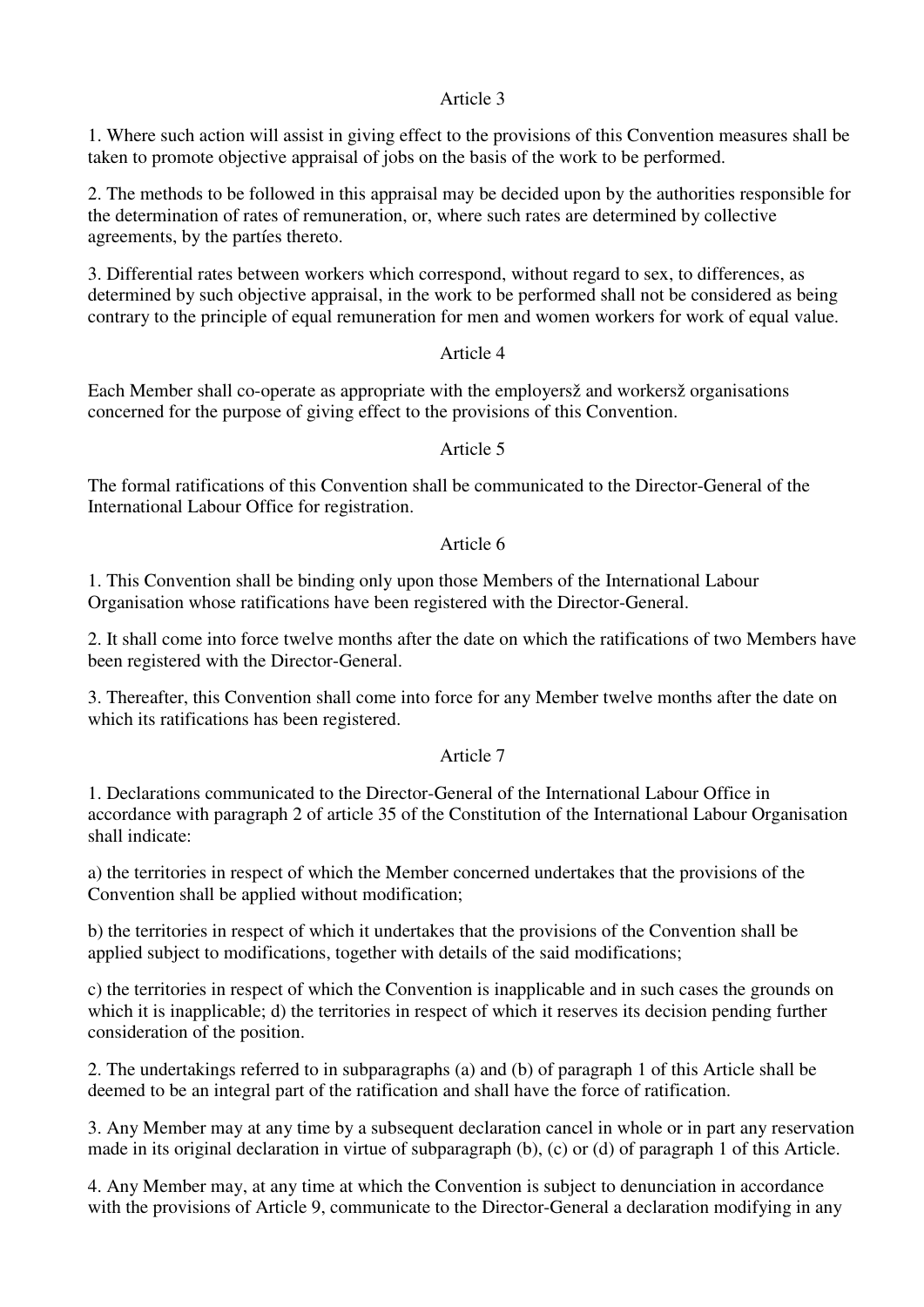Article 3

1. Where such action will assist in giving effect to the provisions of this Convention measures shall be taken to promote objective appraisal of jobs on the basis of the work to be performed.

2. The methods to be followed in this appraisal may be decided upon by the authorities responsible for the determination of rates of remuneration, or, where such rates are determined by collective agreements, by the partíes thereto.

3. Differential rates between workers which correspond, without regard to sex, to differences, as determined by such objective appraisal, in the work to be performed shall not be considered as being contrary to the principle of equal remuneration for men and women workers for work of equal value.

Article 4

Each Member shall co-operate as appropriate with the employersž and workersž organisations concerned for the purpose of giving effect to the provisions of this Convention.

Article 5

The formal ratifications of this Convention shall be communicated to the Director-General of the International Labour Office for registration.

Article 6

1. This Convention shall be binding only upon those Members of the International Labour Organisation whose ratifications have been registered with the Director-General.

2. It shall come into force twelve months after the date on which the ratifications of two Members have been registered with the Director-General.

3. Thereafter, this Convention shall come into force for any Member twelve months after the date on which its ratifications has been registered.

Article 7

1. Declarations communicated to the Director-General of the International Labour Office in accordance with paragraph 2 of article 35 of the Constitution of the International Labour Organisation shall indicate:

a) the territories in respect of which the Member concerned undertakes that the provisions of the Convention shall be applied without modification;

b) the territories in respect of which it undertakes that the provisions of the Convention shall be applied subject to modifications, together with details of the said modifications;

c) the territories in respect of which the Convention is inapplicable and in such cases the grounds on which it is inapplicable; d) the territories in respect of which it reserves its decision pending further consideration of the position.

2. The undertakings referred to in subparagraphs (a) and (b) of paragraph 1 of this Article shall be deemed to be an integral part of the ratification and shall have the force of ratification.

3. Any Member may at any time by a subsequent declaration cancel in whole or in part any reservation made in its original declaration in virtue of subparagraph (b), (c) or (d) of paragraph 1 of this Article.

4. Any Member may, at any time at which the Convention is subject to denunciation in accordance with the provisions of Article 9, communicate to the Director-General a declaration modifying in any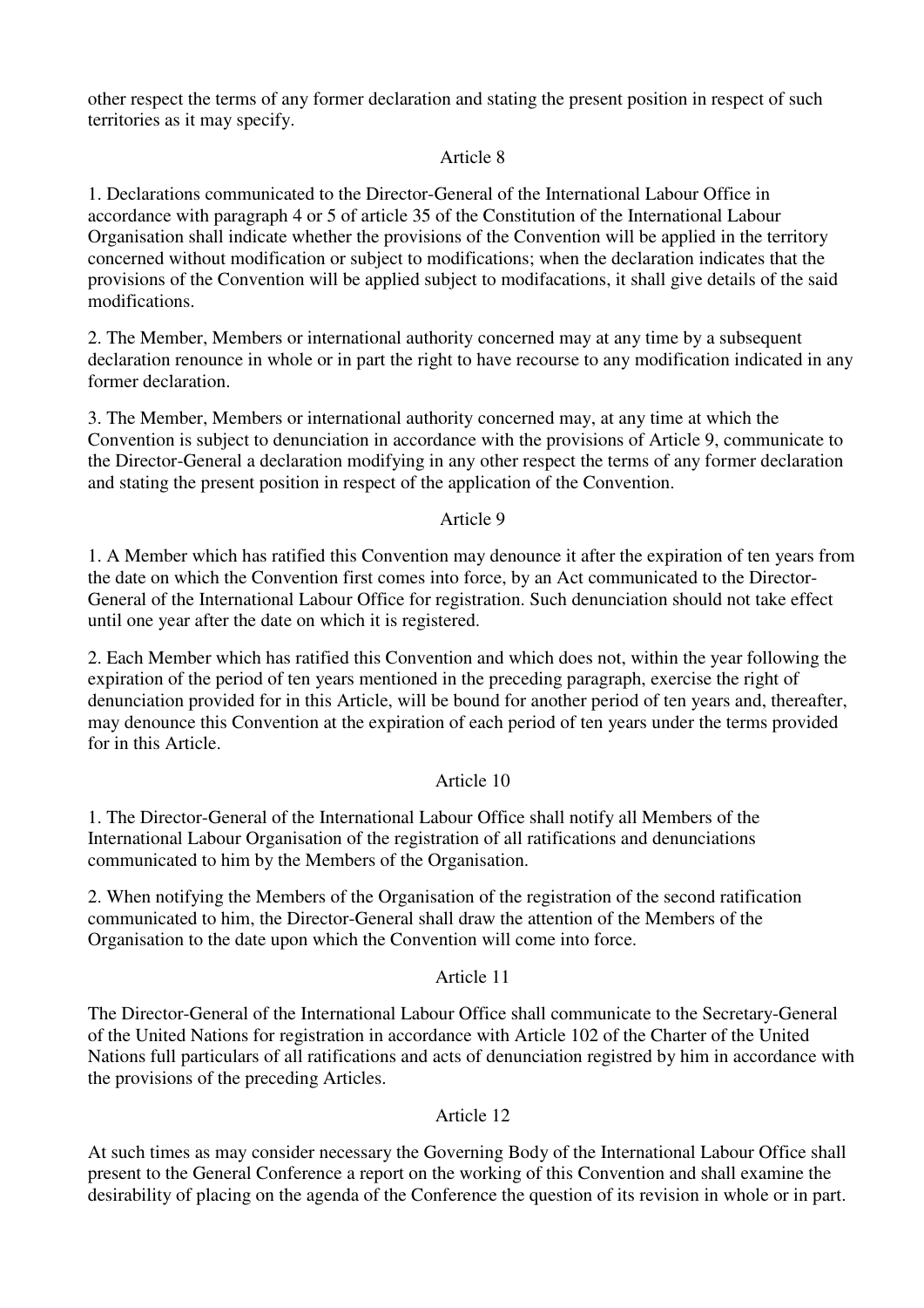other respect the terms of any former declaration and stating the present position in respect of such territories as it may specify.

### Article 8

1. Declarations communicated to the Director-General of the International Labour Office in accordance with paragraph 4 or 5 of article 35 of the Constitution of the International Labour Organisation shall indicate whether the provisions of the Convention will be applied in the territory concerned without modification or subject to modifications; when the declaration indicates that the provisions of the Convention will be applied subject to modifacations, it shall give details of the said modifications.

2. The Member, Members or international authority concerned may at any time by a subsequent declaration renounce in whole or in part the right to have recourse to any modification indicated in any former declaration.

3. The Member, Members or international authority concerned may, at any time at which the Convention is subject to denunciation in accordance with the provisions of Article 9, communicate to the Director-General a declaration modifying in any other respect the terms of any former declaration and stating the present position in respect of the application of the Convention.

### Article 9

1. A Member which has ratified this Convention may denounce it after the expiration of ten years from the date on which the Convention first comes into force, by an Act communicated to the Director-General of the International Labour Office for registration. Such denunciation should not take effect until one year after the date on which it is registered.

2. Each Member which has ratified this Convention and which does not, within the year following the expiration of the period of ten years mentioned in the preceding paragraph, exercise the right of denunciation provided for in this Article, will be bound for another period of ten years and, thereafter, may denounce this Convention at the expiration of each period of ten years under the terms provided for in this Article.

### Article 10

1. The Director-General of the International Labour Office shall notify all Members of the International Labour Organisation of the registration of all ratifications and denunciations communicated to him by the Members of the Organisation.

2. When notifying the Members of the Organisation of the registration of the second ratification communicated to him, the Director-General shall draw the attention of the Members of the Organisation to the date upon which the Convention will come into force.

### Article 11

The Director-General of the International Labour Office shall communicate to the Secretary-General of the United Nations for registration in accordance with Article 102 of the Charter of the United Nations full particulars of all ratifications and acts of denunciation registred by him in accordance with the provisions of the preceding Articles.

### Article 12

At such times as may consider necessary the Governing Body of the International Labour Office shall present to the General Conference a report on the working of this Convention and shall examine the desirability of placing on the agenda of the Conference the question of its revision in whole or in part.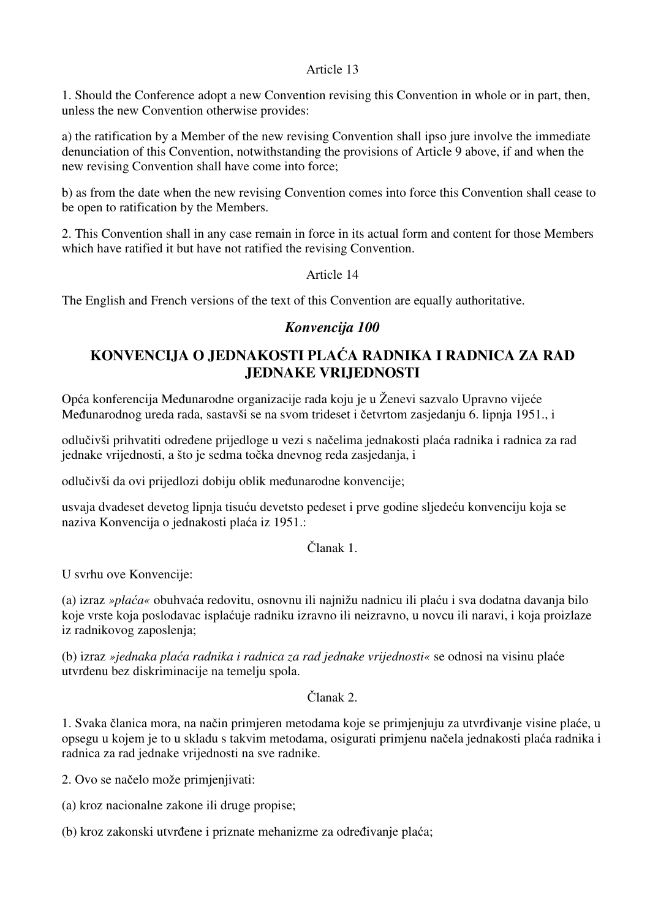Article 13

1. Should the Conference adopt a new Convention revising this Convention in whole or in part, then, unless the new Convention otherwise provides:

a) the ratification by a Member of the new revising Convention shall ipso jure involve the immediate denunciation of this Convention, notwithstanding the provisions of Article 9 above, if and when the new revising Convention shall have come into force;

b) as from the date when the new revising Convention comes into force this Convention shall cease to be open to ratification by the Members.

2. This Convention shall in any case remain in force in its actual form and content for those Members which have ratified it but have not ratified the revising Convention.

Article 14

The English and French versions of the text of this Convention are equally authoritative.

### *Konvencija 100*

## KONVENCIJA O JEDNAKOSTI PLAĆA RADNIKA I RADNICA ZA RAD JEDNAKE VRIJEDNOSTI

Opća konferencija Međunarodne organizacije rada koju je u Ženevi sazvalo Upravno vijeće Međunarodnog ureda rada, sastavši se na svom trideset i četvrtom zasjedanju 6. lipnja 1951., i

odlučivši prihvatiti određene prijedloge u vezi s načelima jednakosti plaća radnika i radnica za rad jednake vrijednosti, a što je sedma točka dnevnog reda zasjedanja, i

odlučivši da ovi prijedlozi dobiju oblik međunarodne konvencije;

usvaja dvadeset devetog lipnja tisuću devetsto pedeset i prve godine sljedeću konvenciju koja se naziva Konvencija o jednakosti plaća iz 1951.:

Članak 1.

U svrhu ove Konvencije:

(a) izraz *»plaća«* obuhvaća redovitu, osnovnu ili najnižu nadnicu ili plaću i sva dodatna davanja bilo koje vrste koja poslodavac isplaćuje radniku izravno ili neizravno, u novcu ili naravi, i koja proizlaze iz radnikovog zaposlenja;

(b) izraz *»jednaka plaća radnika i radnica za rad jednake vrijednosti«* se odnosi na visinu plaće utvrđenu bez diskriminacije na temelju spola.

Članak 2.

1. Svaka članica mora, na način primjeren metodama koje se primjenjuju za utvrđivanje visine plaće, u opsegu u kojem je to u skladu s takvim metodama, osigurati primjenu načela jednakosti plaća radnika i radnica za rad jednake vrijednosti na sve radnike.

2. Ovo se načelo može primjenjivati:

(a) kroz nacionalne zakone ili druge propise;

(b) kroz zakonski utvrđene i priznate mehanizme za određivanje plaća;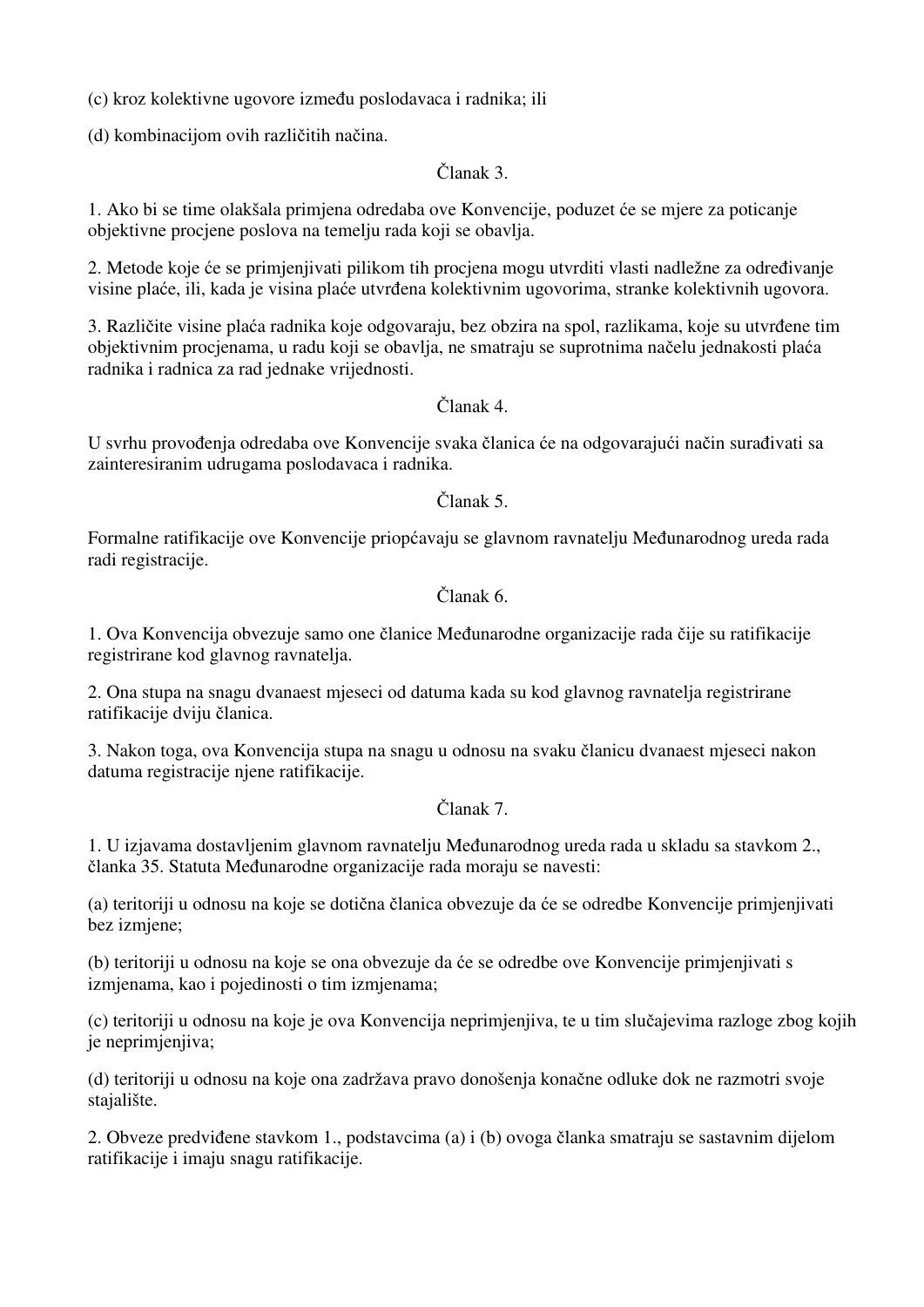(c) kroz kolektivne ugovore između poslodavaca i radnika; ili

(d) kombinacijom ovih različitih načina.

Članak 3.

1. Ako bi se time olakšala primjena odredaba ove Konvencije, poduzet će se mjere za poticanje objektivne procjene poslova na temelju rada koji se obavlja.

2. Metode koje će se primjenjivati pilikom tih procjena mogu utvrditi vlasti nadležne za određivanje visine plaće, ili, kada je visina plaće utvrđena kolektivnim ugovorima, stranke kolektivnih ugovora.

3. Različite visine plaća radnika koje odgovaraju, bez obzira na spol, razlikama, koje su utvrđene tim objektivnim procjenama, u radu koji se obavlja, ne smatraju se suprotnima načelu jednakosti plaća radnika i radnica za rad jednake vrijednosti.

Članak 4.

U svrhu provođenja odredaba ove Konvencije svaka članica će na odgovarajući način surađivati sa zainteresiranim udrugama poslodavaca i radnika.

Članak 5.

Formalne ratifikacije ove Konvencije priopćavaju se glavnom ravnatelju Međunarodnog ureda rada radi registracije.

Članak 6.

1. Ova Konvencija obvezuje samo one članice Međunarodne organizacije rada čije su ratifikacije registrirane kod glavnog ravnatelja.

2. Ona stupa na snagu dvanaest mjeseci od datuma kada su kod glavnog ravnatelja registrirane ratifikacije dviju članica.

3. Nakon toga, ova Konvencija stupa na snagu u odnosu na svaku članicu dvanaest mjeseci nakon datuma registracije njene ratifikacije.

Članak 7.

1. U izjavama dostavljenim glavnom ravnatelju Međunarodnog ureda rada u skladu sa stavkom 2., članka 35. Statuta Međunarodne organizacije rada moraju se navesti:

(a) teritoriji u odnosu na koje se dotična članica obvezuje da će se odredbe Konvencije primjenjivati bez izmjene;

(b) teritoriji u odnosu na koje se ona obvezuje da će se odredbe ove Konvencije primjenjivati s izmjenama, kao i pojedinosti o tim izmjenama;

(c) teritoriji u odnosu na koje je ova Konvencija neprimjenjiva, te u tim slučajevima razloge zbog kojih je neprimjenjiva;

(d) teritoriji u odnosu na koje ona zadržava pravo donošenja konačne odluke dok ne razmotri svoje stajalište.

2. Obveze predviđene stavkom 1., podstavcima (a) i (b) ovoga članka smatraju se sastavnim dijelom ratifikacije i imaju snagu ratifikacije.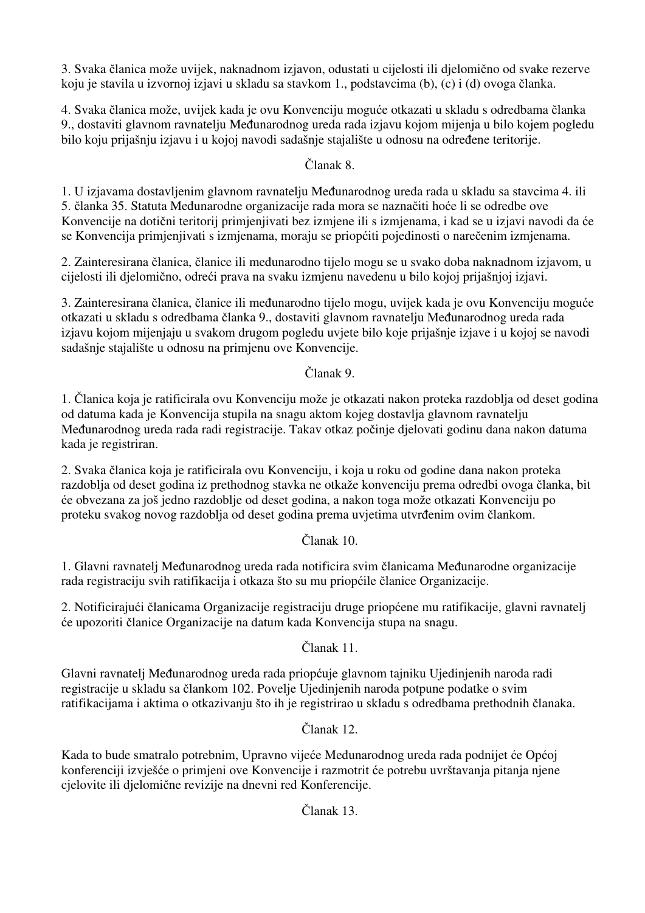3. Svaka članica može uvijek, naknadnom izjavon, odustati u cijelosti ili djelomično od svake rezerve koju je stavila u izvornoj izjavi u skladu sa stavkom 1., podstavcima (b), (c) i (d) ovoga članka.

4. Svaka članica može, uvijek kada je ovu Konvenciju moguće otkazati u skladu s odredbama članka 9., dostaviti glavnom ravnatelju Međunarodnog ureda rada izjavu kojom mijenja u bilo kojem pogledu bilo koju prijašnju izjavu i u kojoj navodi sadašnje stajalište u odnosu na određene teritorije.

Članak 8.

1. U izjavama dostavljenim glavnom ravnatelju Međunarodnog ureda rada u skladu sa stavcima 4. ili 5. članka 35. Statuta Međunarodne organizacije rada mora se naznačiti hoće li se odredbe ove Konvencije na dotični teritorij primjenjivati bez izmjene ili s izmjenama, i kad se u izjavi navodi da će se Konvencija primjenjivati s izmjenama, moraju se priopćiti pojedinosti o narečenim izmjenama.

2. Zainteresirana članica, članice ili međunarodno tijelo mogu se u svako doba naknadnom izjavom, u cijelosti ili djelomično, odreći prava na svaku izmjenu navedenu u bilo kojoj prijašnjoj izjavi.

3. Zainteresirana članica, članice ili međunarodno tijelo mogu, uvijek kada je ovu Konvenciju moguće otkazati u skladu s odredbama članka 9., dostaviti glavnom ravnatelju Međunarodnog ureda rada izjavu kojom mijenjaju u svakom drugom pogledu uvjete bilo koje prijašnje izjave i u kojoj se navodi sadašnje stajalište u odnosu na primjenu ove Konvencije.

Članak 9.

1. Članica koja je ratificirala ovu Konvenciju može je otkazati nakon proteka razdoblja od deset godina od datuma kada je Konvencija stupila na snagu aktom kojeg dostavlja glavnom ravnatelju Međunarodnog ureda rada radi registracije. Takav otkaz počinje djelovati godinu dana nakon datuma kada je registriran.

2. Svaka članica koja je ratificirala ovu Konvenciju, i koja u roku od godine dana nakon proteka razdoblja od deset godina iz prethodnog stavka ne otkaže konvenciju prema odredbi ovoga članka, bit će obvezana za još jedno razdoblje od deset godina, a nakon toga može otkazati Konvenciju po proteku svakog novog razdoblja od deset godina prema uvjetima utvrđenim ovim člankom.

Članak 10.

1. Glavni ravnatelj Međunarodnog ureda rada notificira svim članicama Međunarodne organizacije rada registraciju svih ratifikacija i otkaza što su mu priopćile članice Organizacije.

2. Notificirajući članicama Organizacije registraciju druge priopćene mu ratifikacije, glavni ravnatelj će upozoriti članice Organizacije na datum kada Konvencija stupa na snagu.

Članak 11.

Glavni ravnatelj Međunarodnog ureda rada priopćuje glavnom tajniku Ujedinjenih naroda radi registracije u skladu sa člankom 102. Povelje Ujedinjenih naroda potpune podatke o svim ratifikacijama i aktima o otkazivanju što ih je registrirao u skladu s odredbama prethodnih članaka.

Članak 12.

Kada to bude smatralo potrebnim, Upravno vijeće Međunarodnog ureda rada podnijet će Općoj konferenciji izvješće o primjeni ove Konvencije i razmotrit će potrebu uvrštavanja pitanja njene cjelovite ili djelomične revizije na dnevni red Konferencije.

Članak 13.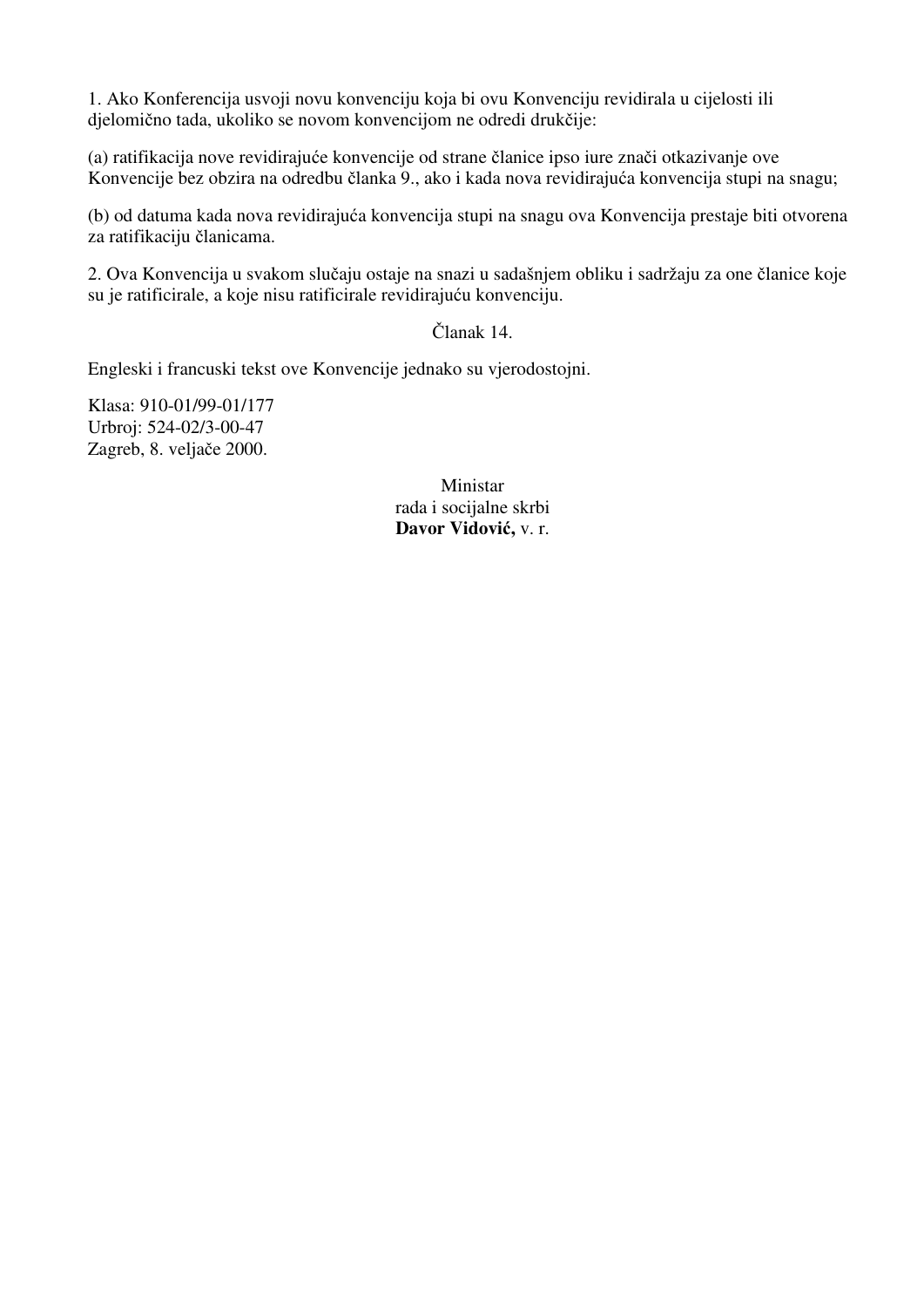1. Ako Konferencija usvoji novu konvenciju koja bi ovu Konvenciju revidirala u cijelosti ili djelomično tada, ukoliko se novom konvencijom ne odredi drukčije:

(a) ratifikacija nove revidirajuće konvencije od strane članice ipso iure znači otkazivanje ove Konvencije bez obzira na odredbu članka 9., ako i kada nova revidirajuća konvencija stupi na snagu;

(b) od datuma kada nova revidirajuća konvencija stupi na snagu ova Konvencija prestaje biti otvorena za ratifikaciju članicama.

2. Ova Konvencija u svakom slučaju ostaje na snazi u sadašnjem obliku i sadržaju za one članice koje su je ratificirale, a koje nisu ratificirale revidirajuću konvenciju.

Članak 14.

Engleski i francuski tekst ove Konvencije jednako su vjerodostojni.

Klasa: 910-01/99-01/177
Urbroj: 524-02/3-00-47
Zagreb, 8. veljače 2000.

Ministar
rada i socijalne skrbi
**Davor Vidović,** v. r.